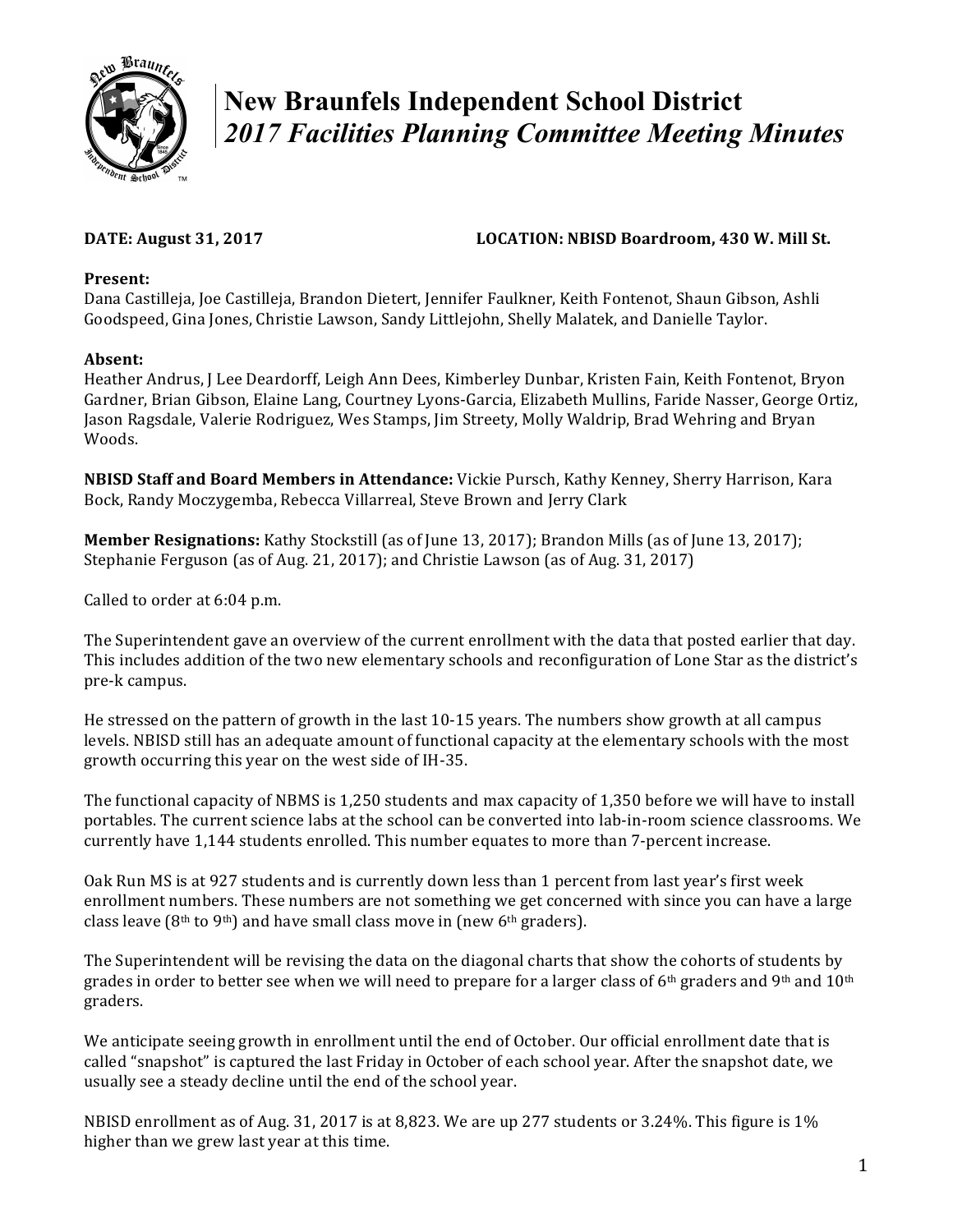# New Braunfels Independent School District

## *2017 Facilities Planning Committee Meeting Minutes*

**DATE: August 31, 2017** **LOCATION: NBISD Boardroom, 430 W. Mill St.**

**Present:**
Dana Castilleja, Joe Castilleja, Brandon Dietert, Jennifer Faulkner, Keith Fontenot, Shaun Gibson, Ashli Goodspeed, Gina Jones, Christie Lawson, Sandy Littlejohn, Shelly Malatek, and Danielle Taylor.

**Absent:**
Heather Andrus, J Lee Deardorff, Leigh Ann Dees, Kimberley Dunbar, Kristen Fain, Keith Fontenot, Bryon Gardner, Brian Gibson, Elaine Lang, Courtney Lyons-Garcia, Elizabeth Mullins, Faride Nasser, George Ortiz, Jason Ragsdale, Valerie Rodriguez, Wes Stamps, Jim Streety, Molly Waldrip, Brad Wehring and Bryan Woods.

**NBISD Staff and Board Members in Attendance:** Vickie Pursch, Kathy Kenney, Sherry Harrison, Kara Bock, Randy Moczygemba, Rebecca Villarreal, Steve Brown and Jerry Clark

**Member Resignations:** Kathy Stockstill (as of June 13, 2017); Brandon Mills (as of June 13, 2017); Stephanie Ferguson (as of Aug. 21, 2017); and Christie Lawson (as of Aug. 31, 2017)

Called to order at 6:04 p.m.

The Superintendent gave an overview of the current enrollment with the data that posted earlier that day. This includes addition of the two new elementary schools and reconfiguration of Lone Star as the district's pre-k campus.

He stressed on the pattern of growth in the last 10-15 years. The numbers show growth at all campus levels. NBISD still has an adequate amount of functional capacity at the elementary schools with the most growth occurring this year on the west side of IH-35.

The functional capacity of NBMS is 1,250 students and max capacity of 1,350 before we will have to install portables. The current science labs at the school can be converted into lab-in-room science classrooms. We currently have 1,144 students enrolled. This number equates to more than 7-percent increase.

Oak Run MS is at 927 students and is currently down less than 1 percent from last year's first week enrollment numbers. These numbers are not something we get concerned with since you can have a large class leave (8th to 9th) and have small class move in (new 6th graders).

The Superintendent will be revising the data on the diagonal charts that show the cohorts of students by grades in order to better see when we will need to prepare for a larger class of 6th graders and 9th and 10th graders.

We anticipate seeing growth in enrollment until the end of October. Our official enrollment date that is called "snapshot" is captured the last Friday in October of each school year. After the snapshot date, we usually see a steady decline until the end of the school year.

NBISD enrollment as of Aug. 31, 2017 is at 8,823. We are up 277 students or 3.24%. This figure is 1% higher than we grew last year at this time.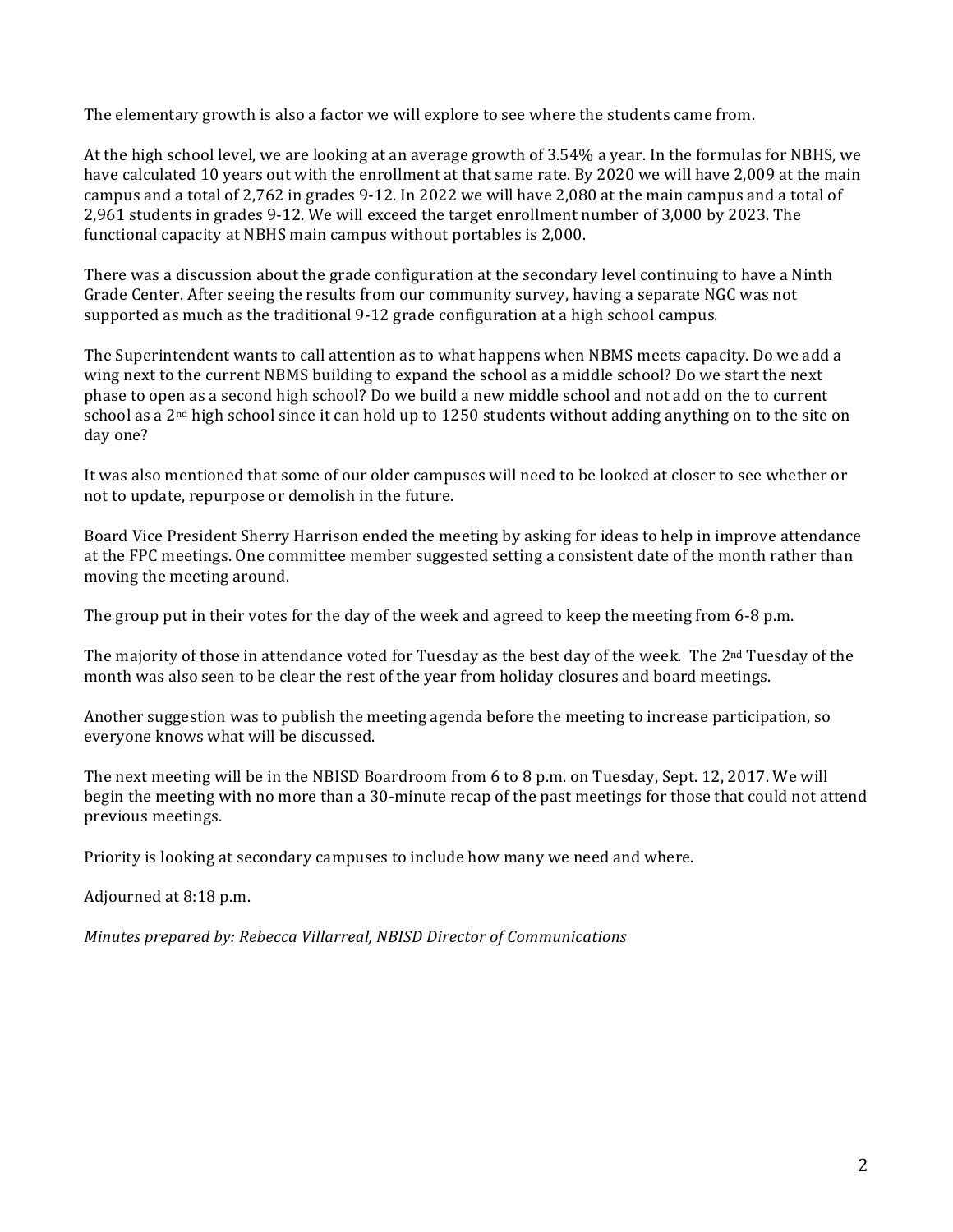The elementary growth is also a factor we will explore to see where the students came from.

At the high school level, we are looking at an average growth of 3.54% a year. In the formulas for NBHS, we have calculated 10 years out with the enrollment at that same rate. By 2020 we will have 2,009 at the main campus and a total of 2,762 in grades 9-12. In 2022 we will have 2,080 at the main campus and a total of 2,961 students in grades 9-12. We will exceed the target enrollment number of 3,000 by 2023. The functional capacity at NBHS main campus without portables is 2,000.

There was a discussion about the grade configuration at the secondary level continuing to have a Ninth Grade Center. After seeing the results from our community survey, having a separate NGC was not supported as much as the traditional 9-12 grade configuration at a high school campus.

The Superintendent wants to call attention as to what happens when NBMS meets capacity. Do we add a wing next to the current NBMS building to expand the school as a middle school? Do we start the next phase to open as a second high school? Do we build a new middle school and not add on the to current school as a 2nd high school since it can hold up to 1250 students without adding anything on to the site on day one?

It was also mentioned that some of our older campuses will need to be looked at closer to see whether or not to update, repurpose or demolish in the future.

Board Vice President Sherry Harrison ended the meeting by asking for ideas to help in improve attendance at the FPC meetings. One committee member suggested setting a consistent date of the month rather than moving the meeting around.

The group put in their votes for the day of the week and agreed to keep the meeting from 6-8 p.m.

The majority of those in attendance voted for Tuesday as the best day of the week. The 2nd Tuesday of the month was also seen to be clear the rest of the year from holiday closures and board meetings.

Another suggestion was to publish the meeting agenda before the meeting to increase participation, so everyone knows what will be discussed.

The next meeting will be in the NBISD Boardroom from 6 to 8 p.m. on Tuesday, Sept. 12, 2017. We will begin the meeting with no more than a 30-minute recap of the past meetings for those that could not attend previous meetings.

Priority is looking at secondary campuses to include how many we need and where.

Adjourned at 8:18 p.m.

*Minutes prepared by: Rebecca Villarreal, NBISD Director of Communications*